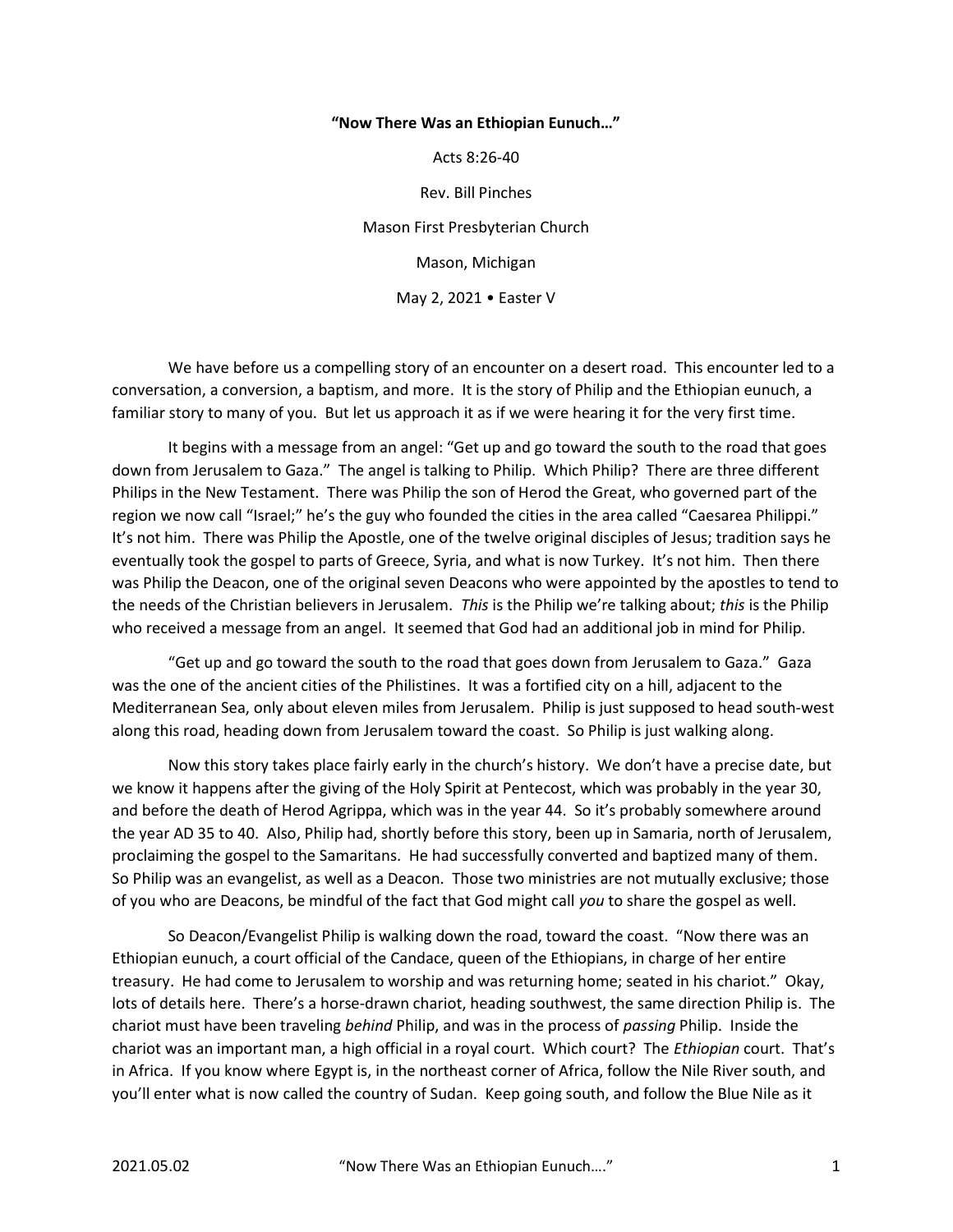**"Now There Was an Ethiopian Eunuch…"**

Acts 8:26-40

Rev. Bill Pinches

Mason First Presbyterian Church

Mason, Michigan

May 2, 2021 • Easter V

We have before us a compelling story of an encounter on a desert road. This encounter led to a conversation, a conversion, a baptism, and more. It is the story of Philip and the Ethiopian eunuch, a familiar story to many of you. But let us approach it as if we were hearing it for the very first time.

It begins with a message from an angel: "Get up and go toward the south to the road that goes down from Jerusalem to Gaza." The angel is talking to Philip. Which Philip? There are three different Philips in the New Testament. There was Philip the son of Herod the Great, who governed part of the region we now call "Israel;" he's the guy who founded the cities in the area called "Caesarea Philippi." It's not him. There was Philip the Apostle, one of the twelve original disciples of Jesus; tradition says he eventually took the gospel to parts of Greece, Syria, and what is now Turkey. It's not him. Then there was Philip the Deacon, one of the original seven Deacons who were appointed by the apostles to tend to the needs of the Christian believers in Jerusalem. *This* is the Philip we're talking about; *this* is the Philip who received a message from an angel. It seemed that God had an additional job in mind for Philip.

"Get up and go toward the south to the road that goes down from Jerusalem to Gaza." Gaza was the one of the ancient cities of the Philistines. It was a fortified city on a hill, adjacent to the Mediterranean Sea, only about eleven miles from Jerusalem. Philip is just supposed to head south-west along this road, heading down from Jerusalem toward the coast. So Philip is just walking along.

Now this story takes place fairly early in the church's history. We don't have a precise date, but we know it happens after the giving of the Holy Spirit at Pentecost, which was probably in the year 30, and before the death of Herod Agrippa, which was in the year 44. So it's probably somewhere around the year AD 35 to 40. Also, Philip had, shortly before this story, been up in Samaria, north of Jerusalem, proclaiming the gospel to the Samaritans. He had successfully converted and baptized many of them. So Philip was an evangelist, as well as a Deacon. Those two ministries are not mutually exclusive; those of you who are Deacons, be mindful of the fact that God might call *you* to share the gospel as well.

So Deacon/Evangelist Philip is walking down the road, toward the coast. "Now there was an Ethiopian eunuch, a court official of the Candace, queen of the Ethiopians, in charge of her entire treasury. He had come to Jerusalem to worship and was returning home; seated in his chariot." Okay, lots of details here. There's a horse-drawn chariot, heading southwest, the same direction Philip is. The chariot must have been traveling *behind* Philip, and was in the process of *passing* Philip. Inside the chariot was an important man, a high official in a royal court. Which court? The *Ethiopian* court. That's in Africa. If you know where Egypt is, in the northeast corner of Africa, follow the Nile River south, and you'll enter what is now called the country of Sudan. Keep going south, and follow the Blue Nile as it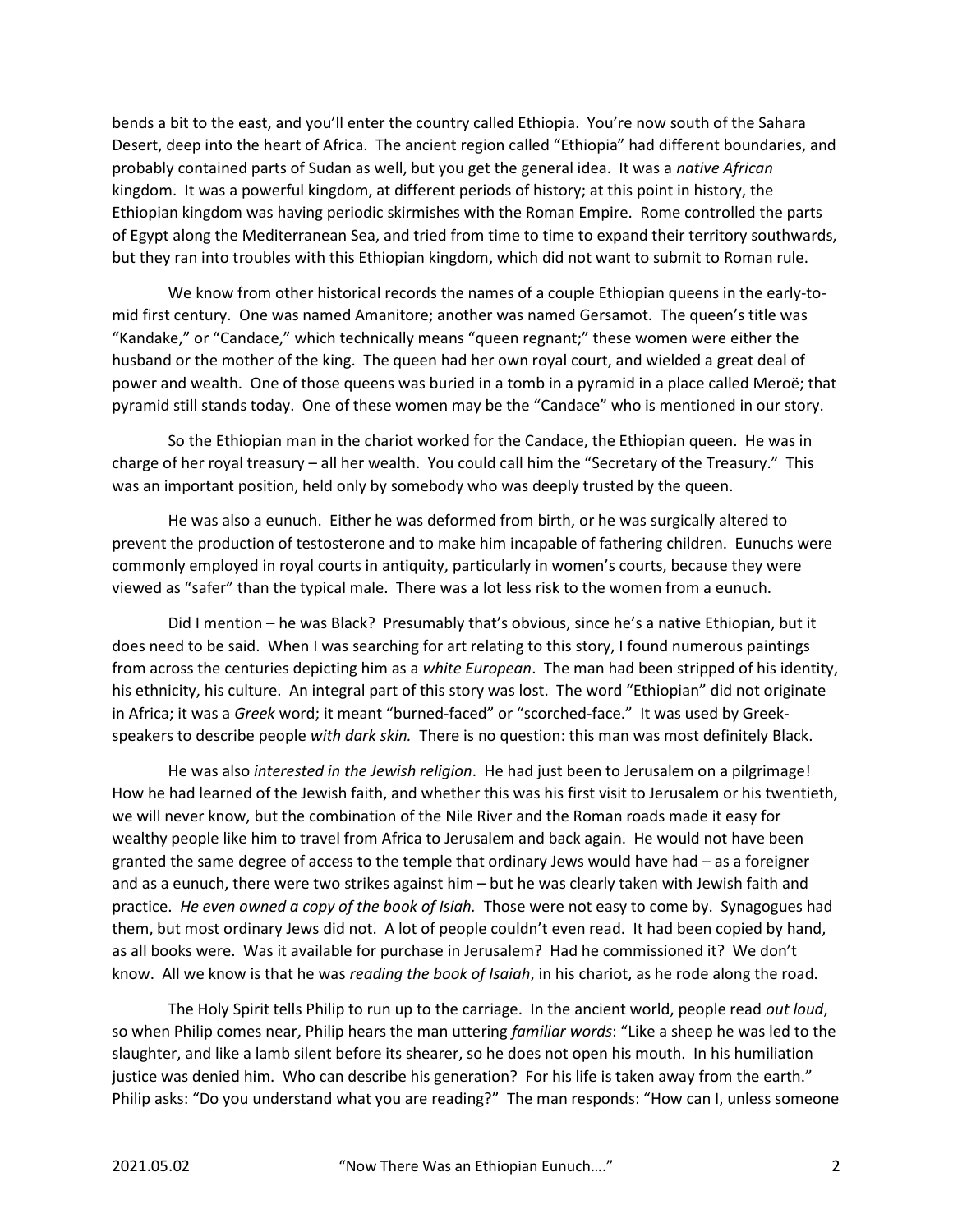bends a bit to the east, and you'll enter the country called Ethiopia. You're now south of the Sahara Desert, deep into the heart of Africa. The ancient region called "Ethiopia" had different boundaries, and probably contained parts of Sudan as well, but you get the general idea. It was a *native African* kingdom. It was a powerful kingdom, at different periods of history; at this point in history, the Ethiopian kingdom was having periodic skirmishes with the Roman Empire. Rome controlled the parts of Egypt along the Mediterranean Sea, and tried from time to time to expand their territory southwards, but they ran into troubles with this Ethiopian kingdom, which did not want to submit to Roman rule.

We know from other historical records the names of a couple Ethiopian queens in the early-to-mid first century. One was named Amanitore; another was named Gersamot. The queen's title was "Kandake," or "Candace," which technically means "queen regnant;" these women were either the husband or the mother of the king. The queen had her own royal court, and wielded a great deal of power and wealth. One of those queens was buried in a tomb in a pyramid in a place called Meroë; that pyramid still stands today. One of these women may be the "Candace" who is mentioned in our story.

So the Ethiopian man in the chariot worked for the Candace, the Ethiopian queen. He was in charge of her royal treasury – all her wealth. You could call him the "Secretary of the Treasury." This was an important position, held only by somebody who was deeply trusted by the queen.

He was also a eunuch. Either he was deformed from birth, or he was surgically altered to prevent the production of testosterone and to make him incapable of fathering children. Eunuchs were commonly employed in royal courts in antiquity, particularly in women's courts, because they were viewed as "safer" than the typical male. There was a lot less risk to the women from a eunuch.

Did I mention – he was Black? Presumably that's obvious, since he's a native Ethiopian, but it does need to be said. When I was searching for art relating to this story, I found numerous paintings from across the centuries depicting him as a *white European*. The man had been stripped of his identity, his ethnicity, his culture. An integral part of this story was lost. The word "Ethiopian" did not originate in Africa; it was a *Greek* word; it meant "burned-faced" or "scorched-face." It was used by Greek-speakers to describe people *with dark skin.* There is no question: this man was most definitely Black.

He was also *interested in the Jewish religion*. He had just been to Jerusalem on a pilgrimage! How he had learned of the Jewish faith, and whether this was his first visit to Jerusalem or his twentieth, we will never know, but the combination of the Nile River and the Roman roads made it easy for wealthy people like him to travel from Africa to Jerusalem and back again. He would not have been granted the same degree of access to the temple that ordinary Jews would have had – as a foreigner and as a eunuch, there were two strikes against him – but he was clearly taken with Jewish faith and practice. *He even owned a copy of the book of Isiah.* Those were not easy to come by. Synagogues had them, but most ordinary Jews did not. A lot of people couldn't even read. It had been copied by hand, as all books were. Was it available for purchase in Jerusalem? Had he commissioned it? We don't know. All we know is that he was *reading the book of Isaiah*, in his chariot, as he rode along the road.

The Holy Spirit tells Philip to run up to the carriage. In the ancient world, people read *out loud*, so when Philip comes near, Philip hears the man uttering *familiar words*: "Like a sheep he was led to the slaughter, and like a lamb silent before its shearer, so he does not open his mouth. In his humiliation justice was denied him. Who can describe his generation? For his life is taken away from the earth." Philip asks: "Do you understand what you are reading?" The man responds: "How can I, unless someone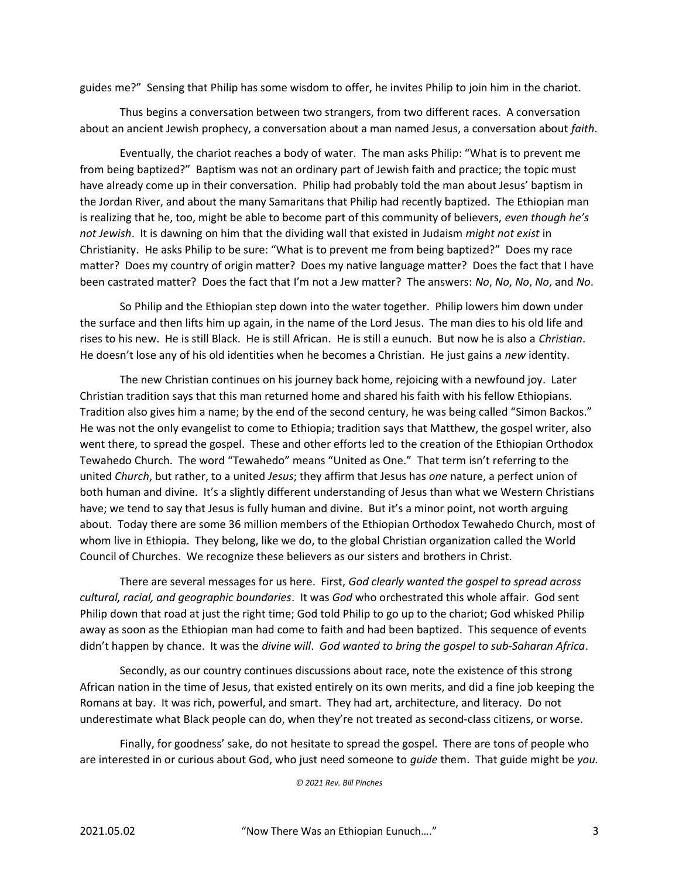guides me?" Sensing that Philip has some wisdom to offer, he invites Philip to join him in the chariot.

Thus begins a conversation between two strangers, from two different races. A conversation about an ancient Jewish prophecy, a conversation about a man named Jesus, a conversation about *faith*.

Eventually, the chariot reaches a body of water. The man asks Philip: "What is to prevent me from being baptized?" Baptism was not an ordinary part of Jewish faith and practice; the topic must have already come up in their conversation. Philip had probably told the man about Jesus' baptism in the Jordan River, and about the many Samaritans that Philip had recently baptized. The Ethiopian man is realizing that he, too, might be able to become part of this community of believers, *even though he's not Jewish*. It is dawning on him that the dividing wall that existed in Judaism *might not exist* in Christianity. He asks Philip to be sure: "What is to prevent me from being baptized?" Does my race matter? Does my country of origin matter? Does my native language matter? Does the fact that I have been castrated matter? Does the fact that I'm not a Jew matter? The answers: *No*, *No*, *No*, *No*, and *No*.

So Philip and the Ethiopian step down into the water together. Philip lowers him down under the surface and then lifts him up again, in the name of the Lord Jesus. The man dies to his old life and rises to his new. He is still Black. He is still African. He is still a eunuch. But now he is also a *Christian*. He doesn't lose any of his old identities when he becomes a Christian. He just gains a *new* identity.

The new Christian continues on his journey back home, rejoicing with a newfound joy. Later Christian tradition says that this man returned home and shared his faith with his fellow Ethiopians. Tradition also gives him a name; by the end of the second century, he was being called "Simon Backos." He was not the only evangelist to come to Ethiopia; tradition says that Matthew, the gospel writer, also went there, to spread the gospel. These and other efforts led to the creation of the Ethiopian Orthodox Tewahedo Church. The word "Tewahedo" means "United as One." That term isn't referring to the united *Church*, but rather, to a united *Jesus*; they affirm that Jesus has *one* nature, a perfect union of both human and divine. It's a slightly different understanding of Jesus than what we Western Christians have; we tend to say that Jesus is fully human and divine. But it's a minor point, not worth arguing about. Today there are some 36 million members of the Ethiopian Orthodox Tewahedo Church, most of whom live in Ethiopia. They belong, like we do, to the global Christian organization called the World Council of Churches. We recognize these believers as our sisters and brothers in Christ.

There are several messages for us here. First, *God clearly wanted the gospel to spread across cultural, racial, and geographic boundaries*. It was *God* who orchestrated this whole affair. God sent Philip down that road at just the right time; God told Philip to go up to the chariot; God whisked Philip away as soon as the Ethiopian man had come to faith and had been baptized. This sequence of events didn't happen by chance. It was the *divine will*. *God wanted to bring the gospel to sub-Saharan Africa*.

Secondly, as our country continues discussions about race, note the existence of this strong African nation in the time of Jesus, that existed entirely on its own merits, and did a fine job keeping the Romans at bay. It was rich, powerful, and smart. They had art, architecture, and literacy. Do not underestimate what Black people can do, when they're not treated as second-class citizens, or worse.

Finally, for goodness' sake, do not hesitate to spread the gospel. There are tons of people who are interested in or curious about God, who just need someone to *guide* them. That guide might be *you*.

*© 2021 Rev. Bill Pinches*